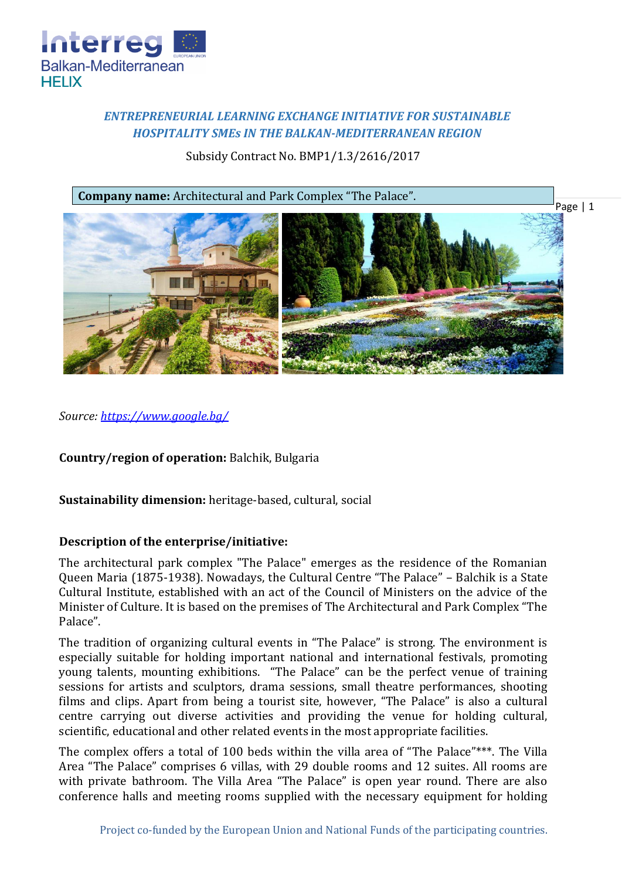*ENTREPRENEURIAL LEARNING EXCHANGE INITIATIVE FOR SUSTAINABLE HOSPITALITY SMEs IN THE BALKAN-MEDITERRANEAN REGION*

Subsidy Contract No. BMP1/1.3/2616/2017

**Company name:** Architectural and Park Complex "The Palace".

*Source: https://www.google.bg/*

**Country/region of operation:** Balchik, Bulgaria

**Sustainability dimension:** heritage-based, cultural, social

**Description of the enterprise/initiative:**

The architectural park complex "The Palace" emerges as the residence of the Romanian Queen Maria (1875-1938). Nowadays, the Cultural Centre "The Palace" – Balchik is a State Cultural Institute, established with an act of the Council of Ministers on the advice of the Minister of Culture. It is based on the premises of The Architectural and Park Complex "The Palace".

The tradition of organizing cultural events in "The Palace" is strong. The environment is especially suitable for holding important national and international festivals, promoting young talents, mounting exhibitions. "The Palace" can be the perfect venue of training sessions for artists and sculptors, drama sessions, small theatre performances, shooting films and clips. Apart from being a tourist site, however, "The Palace" is also a cultural centre carrying out diverse activities and providing the venue for holding cultural, scientific, educational and other related events in the most appropriate facilities.

The complex offers a total of 100 beds within the villa area of "The Palace"***. The Villa Area "The Palace" comprises 6 villas, with 29 double rooms and 12 suites. All rooms are with private bathroom. The Villa Area "The Palace" is open year round. There are also conference halls and meeting rooms supplied with the necessary equipment for holding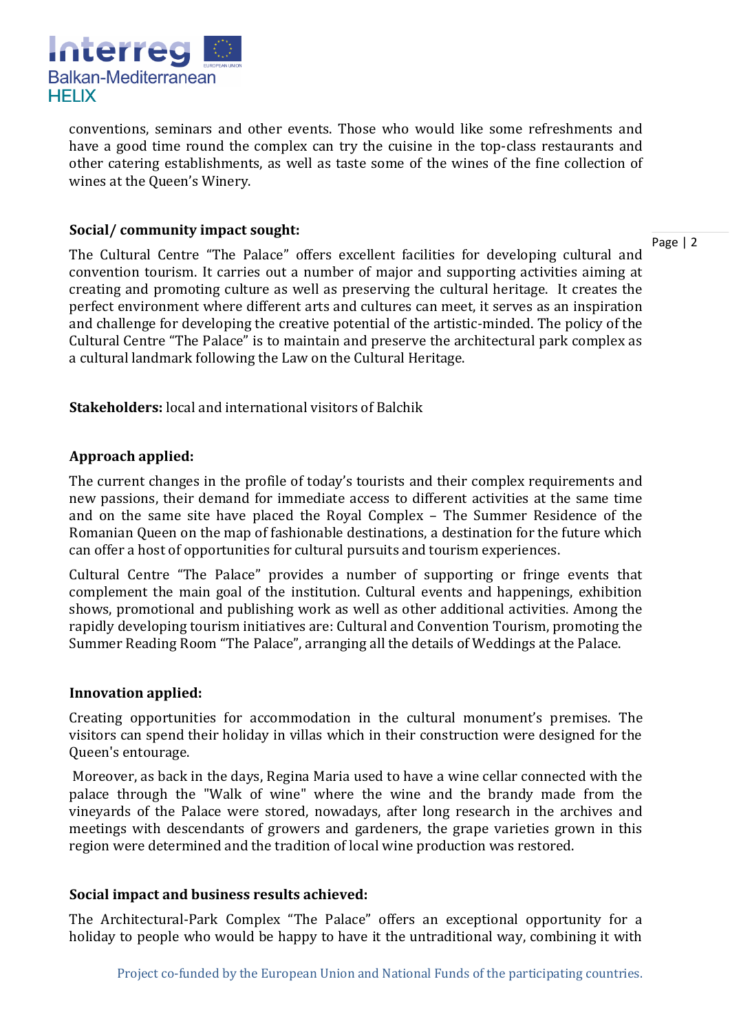conventions, seminars and other events. Those who would like some refreshments and have a good time round the complex can try the cuisine in the top-class restaurants and other catering establishments, as well as taste some of the wines of the fine collection of wines at the Queen's Winery.

**Social/ community impact sought:**

The Cultural Centre "The Palace" offers excellent facilities for developing cultural and convention tourism. It carries out a number of major and supporting activities aiming at creating and promoting culture as well as preserving the cultural heritage. It creates the perfect environment where different arts and cultures can meet, it serves as an inspiration and challenge for developing the creative potential of the artistic-minded. The policy of the Cultural Centre "The Palace" is to maintain and preserve the architectural park complex as a cultural landmark following the Law on the Cultural Heritage.

**Stakeholders:** local and international visitors of Balchik

**Approach applied:**

The current changes in the profile of today's tourists and their complex requirements and new passions, their demand for immediate access to different activities at the same time and on the same site have placed the Royal Complex – The Summer Residence of the Romanian Queen on the map of fashionable destinations, a destination for the future which can offer a host of opportunities for cultural pursuits and tourism experiences.

Cultural Centre "The Palace" provides a number of supporting or fringe events that complement the main goal of the institution. Cultural events and happenings, exhibition shows, promotional and publishing work as well as other additional activities. Among the rapidly developing tourism initiatives are: Cultural and Convention Tourism, promoting the Summer Reading Room "The Palace", arranging all the details of Weddings at the Palace.

**Innovation applied:**

Creating opportunities for accommodation in the cultural monument's premises. The visitors can spend their holiday in villas which in their construction were designed for the Queen's entourage.

Moreover, as back in the days, Regina Maria used to have a wine cellar connected with the palace through the "Walk of wine" where the wine and the brandy made from the vineyards of the Palace were stored, nowadays, after long research in the archives and meetings with descendants of growers and gardeners, the grape varieties grown in this region were determined and the tradition of local wine production was restored.

**Social impact and business results achieved:**

The Architectural-Park Complex "The Palace" offers an exceptional opportunity for a holiday to people who would be happy to have it the untraditional way, combining it with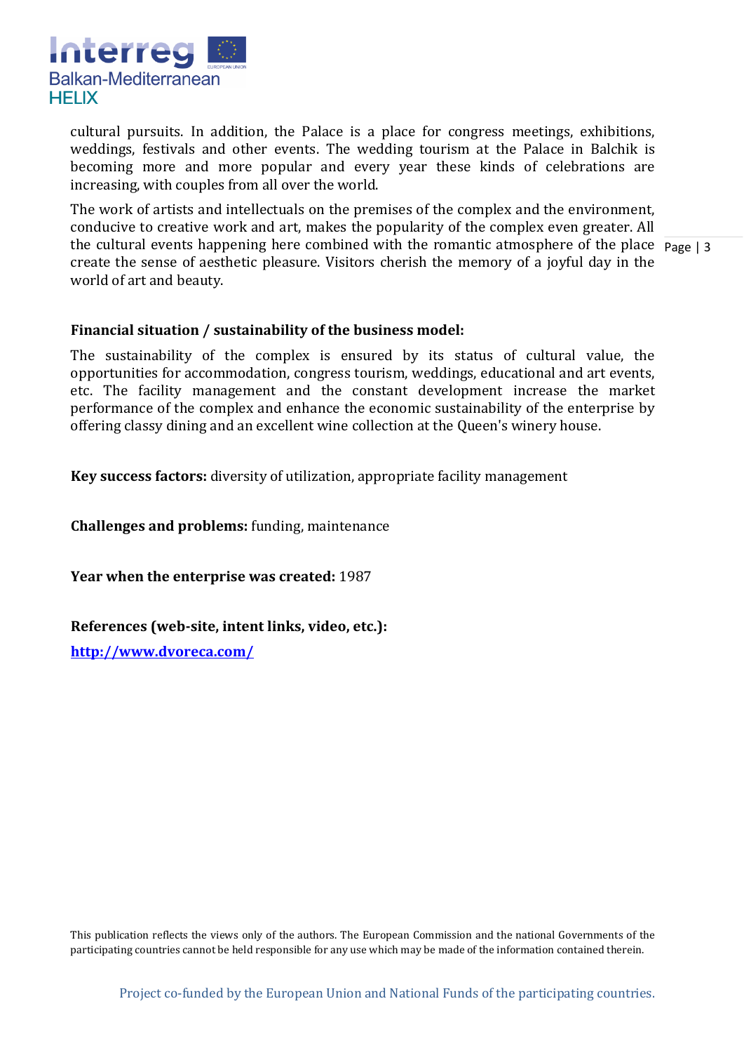cultural pursuits. In addition, the Palace is a place for congress meetings, exhibitions, weddings, festivals and other events. The wedding tourism at the Palace in Balchik is becoming more and more popular and every year these kinds of celebrations are increasing, with couples from all over the world.

The work of artists and intellectuals on the premises of the complex and the environment, conducive to creative work and art, makes the popularity of the complex even greater. All the cultural events happening here combined with the romantic atmosphere of the place create the sense of aesthetic pleasure. Visitors cherish the memory of a joyful day in the world of art and beauty.

**Financial situation / sustainability of the business model:**

The sustainability of the complex is ensured by its status of cultural value, the opportunities for accommodation, congress tourism, weddings, educational and art events, etc. The facility management and the constant development increase the market performance of the complex and enhance the economic sustainability of the enterprise by offering classy dining and an excellent wine collection at the Queen's winery house.

**Key success factors:** diversity of utilization, appropriate facility management

**Challenges and problems:** funding, maintenance

**Year when the enterprise was created:** 1987

**References (web-site, intent links, video, etc.):**

**http://www.dvoreca.com/**

This publication reflects the views only of the authors. The European Commission and the national Governments of the participating countries cannot be held responsible for any use which may be made of the information contained therein.